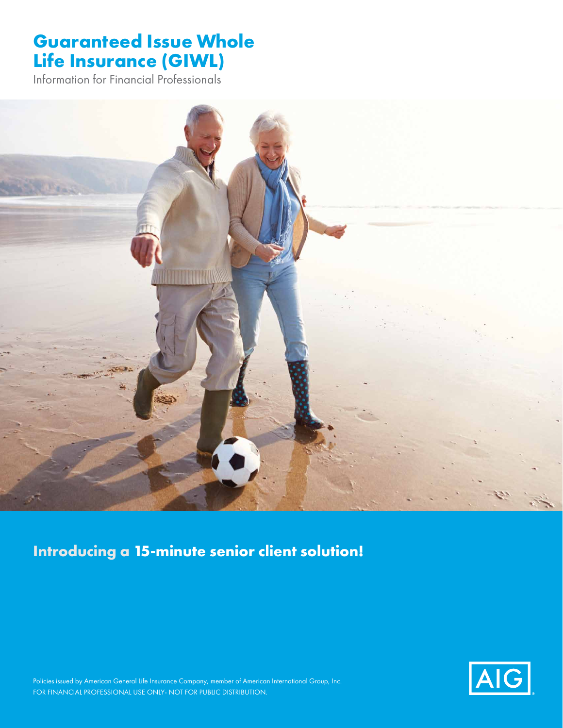# Guaranteed Issue Whole Life Insurance (GIWL)

Information for Financial Professionals

## Introducing a 15-minute senior client solution!

Policies issued by American General Life Insurance Company, member of American International Group, Inc.
FOR FINANCIAL PROFESSIONAL USE ONLY- NOT FOR PUBLIC DISTRIBUTION.

AIG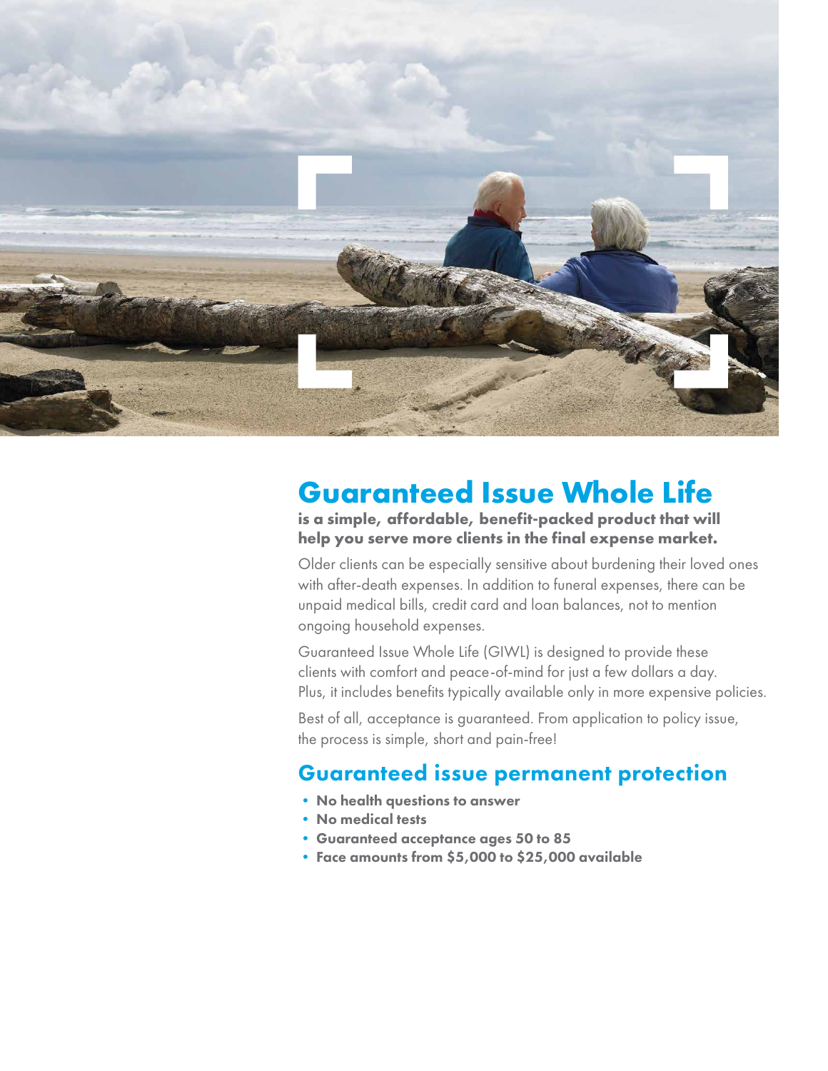# Guaranteed Issue Whole Life

**is a simple, affordable, benefit-packed product that will help you serve more clients in the final expense market.**

Older clients can be especially sensitive about burdening their loved ones with after-death expenses. In addition to funeral expenses, there can be unpaid medical bills, credit card and loan balances, not to mention ongoing household expenses.

Guaranteed Issue Whole Life (GIWL) is designed to provide these clients with comfort and peace-of-mind for just a few dollars a day. Plus, it includes benefits typically available only in more expensive policies.

Best of all, acceptance is guaranteed. From application to policy issue, the process is simple, short and pain-free!

## Guaranteed issue permanent protection

- **No health questions to answer**
- **No medical tests**
- **Guaranteed acceptance ages 50 to 85**
- **Face amounts from $5,000 to $25,000 available**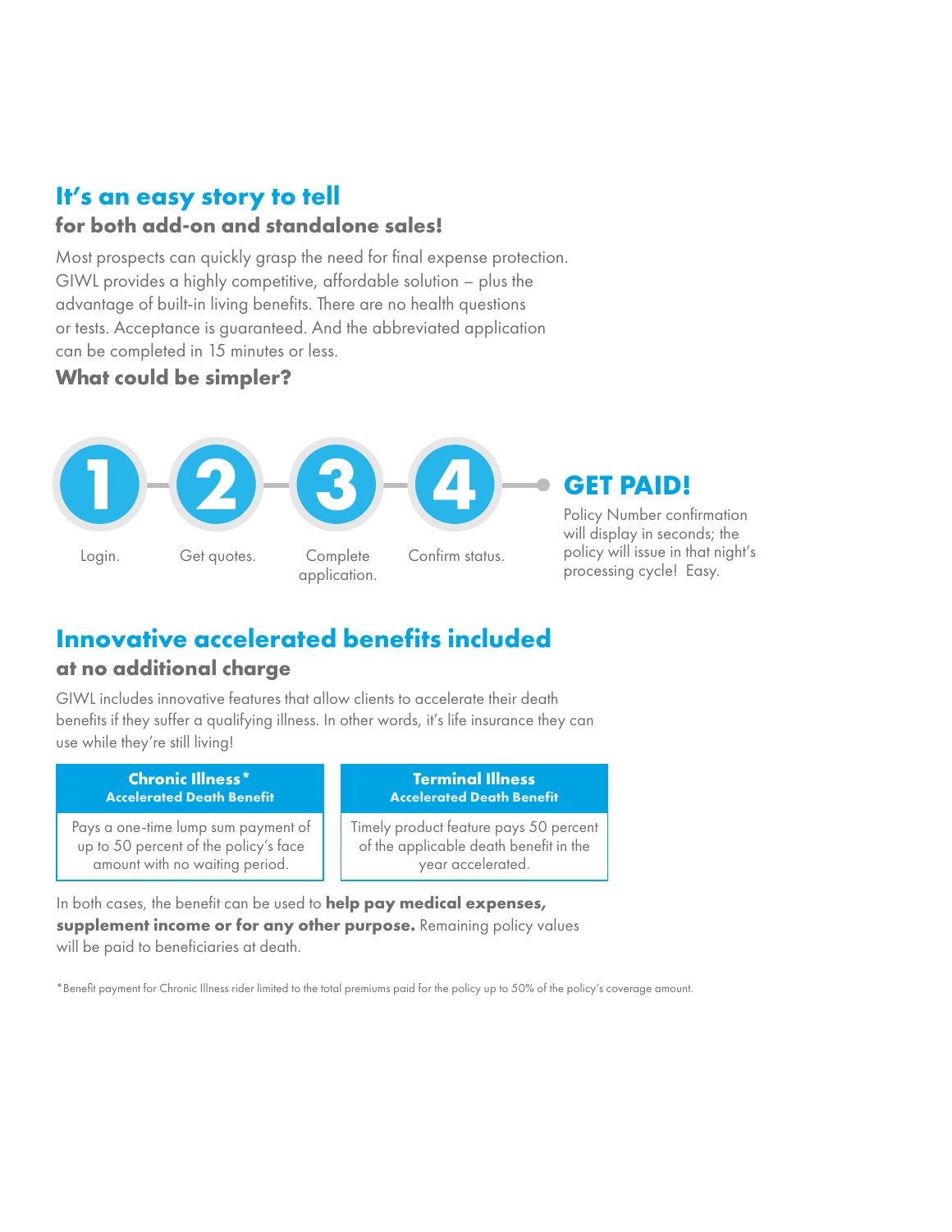## It's an easy story to tell

### for both add-on and standalone sales!

Most prospects can quickly grasp the need for final expense protection. GIWL provides a highly competitive, affordable solution – plus the advantage of built-in living benefits. There are no health questions or tests. Acceptance is guaranteed. And the abbreviated application can be completed in 15 minutes or less.

**What could be simpler?**

1. Login.
2. Get quotes.
3. Complete application.
4. Confirm status.

**GET PAID!**

Policy Number confirmation will display in seconds; the policy will issue in that night's processing cycle! Easy.

## Innovative accelerated benefits included

### at no additional charge

GIWL includes innovative features that allow clients to accelerate their death benefits if they suffer a qualifying illness. In other words, it's life insurance they can use while they're still living!

| Chronic Illness* Accelerated Death Benefit | Terminal Illness Accelerated Death Benefit |
| --- | --- |
| Pays a one-time lump sum payment of up to 50 percent of the policy's face amount with no waiting period. | Timely product feature pays 50 percent of the applicable death benefit in the year accelerated. |

In both cases, the benefit can be used to **help pay medical expenses, supplement income or for any other purpose.** Remaining policy values will be paid to beneficiaries at death.

*Benefit payment for Chronic Illness rider limited to the total premiums paid for the policy up to 50% of the policy's coverage amount.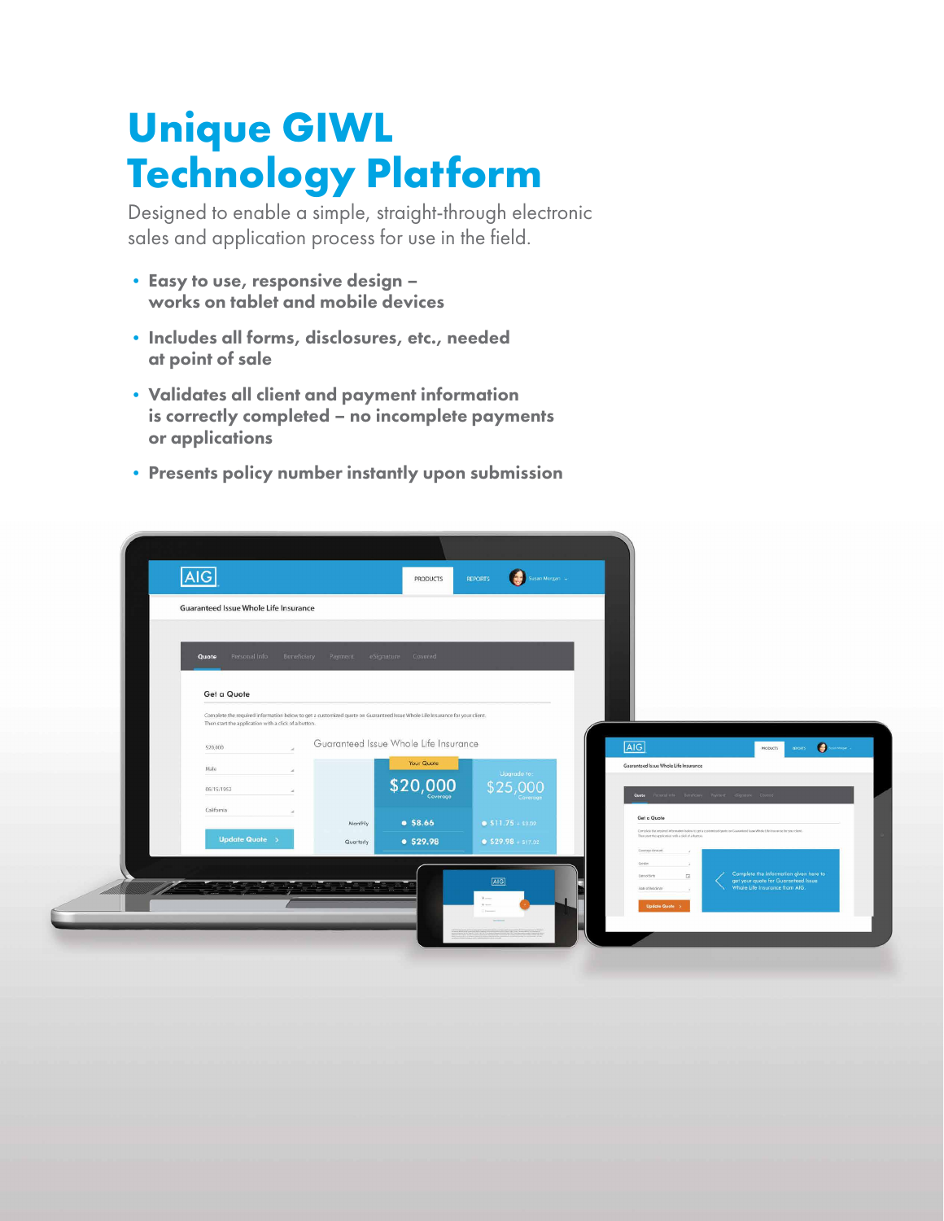# Unique GIWL Technology Platform

Designed to enable a simple, straight-through electronic sales and application process for use in the field.

- **Easy to use, responsive design – works on tablet and mobile devices**
- **Includes all forms, disclosures, etc., needed at point of sale**
- **Validates all client and payment information is correctly completed – no incomplete payments or applications**
- **Presents policy number instantly upon submission**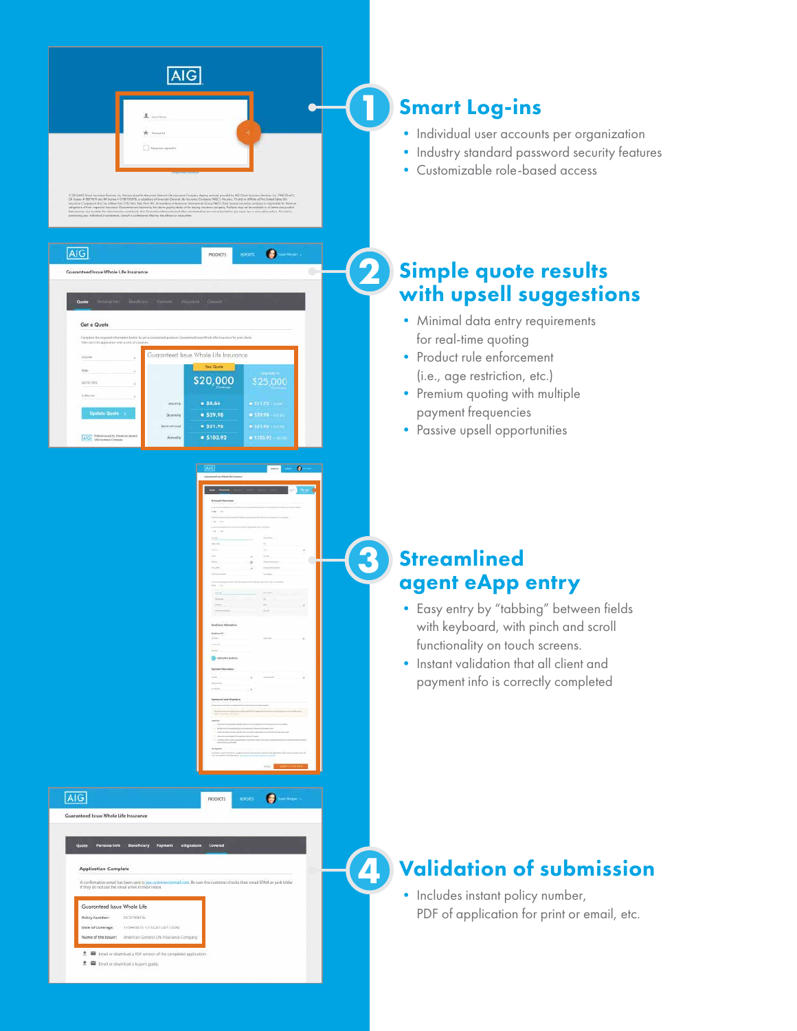## 1 Smart Log-ins

- Individual user accounts per organization
- Industry standard password security features
- Customizable role-based access

## 2 Simple quote results with upsell suggestions

- Minimal data entry requirements for real-time quoting
- Product rule enforcement (i.e., age restriction, etc.)
- Premium quoting with multiple payment frequencies
- Passive upsell opportunities

## 3 Streamlined agent eApp entry

- Easy entry by "tabbing" between fields with keyboard, with pinch and scroll functionality on touch screens.
- Instant validation that all client and payment info is correctly completed

## 4 Validation of submission

- Includes instant policy number, PDF of application for print or email, etc.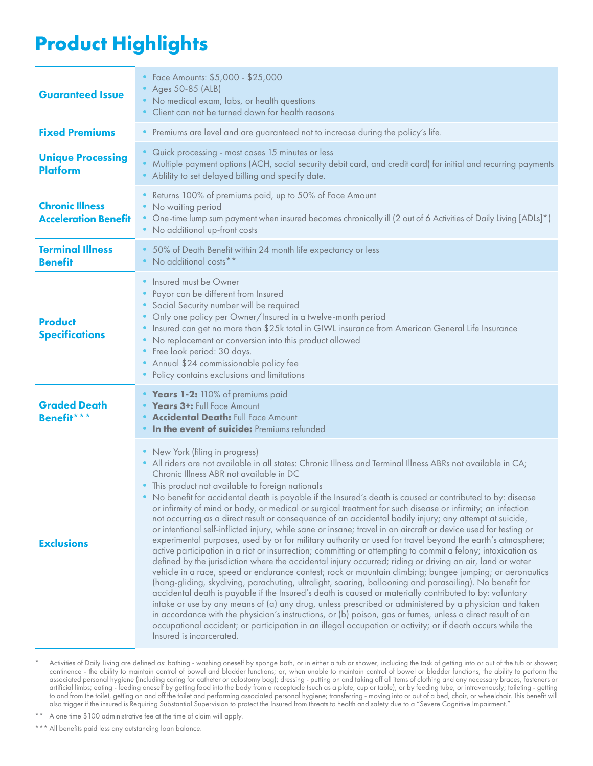# Product Highlights

| | |
|---|---|
| **Guaranteed Issue** | • Face Amounts: $5,000 - $25,000<br>• Ages 50-85 (ALB)<br>• No medical exam, labs, or health questions<br>• Client can not be turned down for health reasons |
| **Fixed Premiums** | • Premiums are level and are guaranteed not to increase during the policy's life. |
| **Unique Processing Platform** | • Quick processing - most cases 15 minutes or less<br>• Multiple payment options (ACH, social security debit card, and credit card) for initial and recurring payments<br>• Ablility to set delayed billing and specify date. |
| **Chronic Illness Acceleration Benefit** | • Returns 100% of premiums paid, up to 50% of Face Amount<br>• No waiting period<br>• One-time lump sum payment when insured becomes chronically ill (2 out of 6 Activities of Daily Living [ADLs]*)<br>• No additional up-front costs |
| **Terminal Illness Benefit** | • 50% of Death Benefit within 24 month life expectancy or less<br>• No additional costs** |
| **Product Specifications** | • Insured must be Owner<br>• Payor can be different from Insured<br>• Social Security number will be required<br>• Only one policy per Owner/Insured in a twelve-month period<br>• Insured can get no more than $25k total in GIWL insurance from American General Life Insurance<br>• No replacement or conversion into this product allowed<br>• Free look period: 30 days.<br>• Annual $24 commissionable policy fee<br>• Policy contains exclusions and limitations |
| **Graded Death Benefit*** ** | • **Years 1-2:** 110% of premiums paid<br>• **Years 3+:** Full Face Amount<br>• **Accidental Death:** Full Face Amount<br>• **In the event of suicide:** Premiums refunded |
| **Exclusions** | • New York (filing in progress)<br>• All riders are not available in all states: Chronic Illness and Terminal Illness ABRs not available in CA; Chronic Illness ABR not available in DC<br>• This product not available to foreign nationals<br>• No benefit for accidental death is payable if the Insured's death is caused or contributed to by: disease or infirmity of mind or body, or medical or surgical treatment for such disease or infirmity; an infection not occurring as a direct result or consequence of an accidental bodily injury; any attempt at suicide, or intentional self-inflicted injury, while sane or insane; travel in an aircraft or device used for testing or experimental purposes, used by or for military authority or used for travel beyond the earth's atmosphere; active participation in a riot or insurrection; committing or attempting to commit a felony; intoxication as defined by the jurisdiction where the accidental injury occurred; riding or driving an air, land or water vehicle in a race, speed or endurance contest; rock or mountain climbing; bungee jumping; or aeronautics (hang-gliding, skydiving, parachuting, ultralight, soaring, ballooning and parasailing). No benefit for accidental death is payable if the Insured's death is caused or materially contributed to by: voluntary intake or use by any means of (a) any drug, unless prescribed or administered by a physician and taken in accordance with the physician's instructions, or (b) poison, gas or fumes, unless a direct result of an occupational accident; or participation in an illegal occupation or activity; or if death occurs while the Insured is incarcerated. |

\* Activities of Daily Living are defined as: bathing - washing oneself by sponge bath, or in either a tub or shower, including the task of getting into or out of the tub or shower; continence - the ability to maintain control of bowel and bladder functions; or, when unable to maintain control of bowel or bladder functions, the ability to perform the associated personal hygiene (including caring for catheter or colostomy bag); dressing - putting on and taking off all items of clothing and any necessary braces, fasteners or artificial limbs; eating - feeding oneself by getting food into the body from a receptacle (such as a plate, cup or table), or by feeding tube, or intravenously; toileting - getting to and from the toilet, getting on and off the toilet and performing associated personal hygiene; transferring - moving into or out of a bed, chair, or wheelchair. This benefit will also trigger if the insured is Requiring Substantial Supervision to protect the Insured from threats to health and safety due to a "Severe Cognitive Impairment."

\** A one time $100 administrative fee at the time of claim will apply.

\*** All benefits paid less any outstanding loan balance.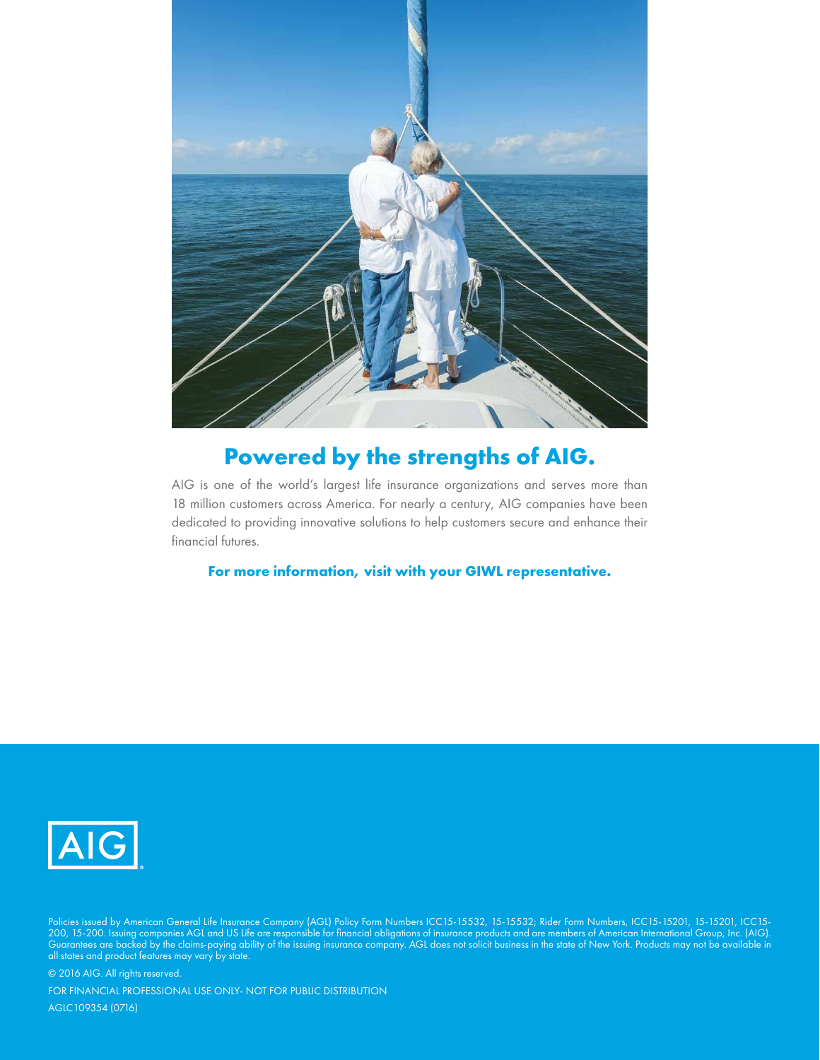## Powered by the strengths of AIG.

AIG is one of the world's largest life insurance organizations and serves more than 18 million customers across America. For nearly a century, AIG companies have been dedicated to providing innovative solutions to help customers secure and enhance their financial futures.

**For more information, visit with your GIWL representative.**

AIG

Policies issued by American General Life Insurance Company (AGL) Policy Form Numbers ICC15-15532, 15-15532; Rider Form Numbers, ICC15-15201, 15-15201, ICC15-200, 15-200. Issuing companies AGL and US Life are responsible for financial obligations of insurance products and are members of American International Group, Inc. (AIG). Guarantees are backed by the claims-paying ability of the issuing insurance company. AGL does not solicit business in the state of New York. Products may not be available in all states and product features may vary by state.

© 2016 AIG. All rights reserved.

FOR FINANCIAL PROFESSIONAL USE ONLY- NOT FOR PUBLIC DISTRIBUTION

AGLC109354 (0716)